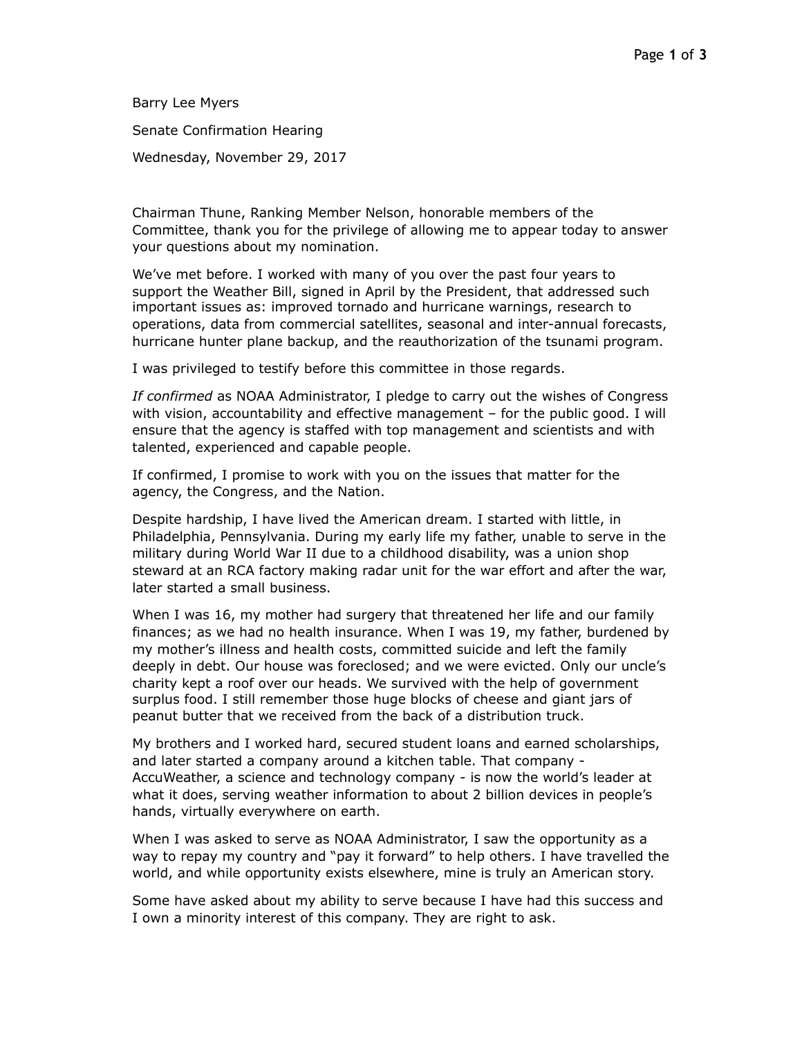Barry Lee Myers

Senate Confirmation Hearing

Wednesday, November 29, 2017

Chairman Thune, Ranking Member Nelson, honorable members of the Committee, thank you for the privilege of allowing me to appear today to answer your questions about my nomination.

We've met before. I worked with many of you over the past four years to support the Weather Bill, signed in April by the President, that addressed such important issues as: improved tornado and hurricane warnings, research to operations, data from commercial satellites, seasonal and inter-annual forecasts, hurricane hunter plane backup, and the reauthorization of the tsunami program.

I was privileged to testify before this committee in those regards.

*If confirmed* as NOAA Administrator, I pledge to carry out the wishes of Congress with vision, accountability and effective management – for the public good. I will ensure that the agency is staffed with top management and scientists and with talented, experienced and capable people.

If confirmed, I promise to work with you on the issues that matter for the agency, the Congress, and the Nation.

Despite hardship, I have lived the American dream. I started with little, in Philadelphia, Pennsylvania. During my early life my father, unable to serve in the military during World War II due to a childhood disability, was a union shop steward at an RCA factory making radar unit for the war effort and after the war, later started a small business.

When I was 16, my mother had surgery that threatened her life and our family finances; as we had no health insurance. When I was 19, my father, burdened by my mother's illness and health costs, committed suicide and left the family deeply in debt. Our house was foreclosed; and we were evicted. Only our uncle's charity kept a roof over our heads. We survived with the help of government surplus food. I still remember those huge blocks of cheese and giant jars of peanut butter that we received from the back of a distribution truck.

My brothers and I worked hard, secured student loans and earned scholarships, and later started a company around a kitchen table. That company - AccuWeather, a science and technology company - is now the world's leader at what it does, serving weather information to about 2 billion devices in people's hands, virtually everywhere on earth.

When I was asked to serve as NOAA Administrator, I saw the opportunity as a way to repay my country and "pay it forward" to help others. I have travelled the world, and while opportunity exists elsewhere, mine is truly an American story.

Some have asked about my ability to serve because I have had this success and I own a minority interest of this company. They are right to ask.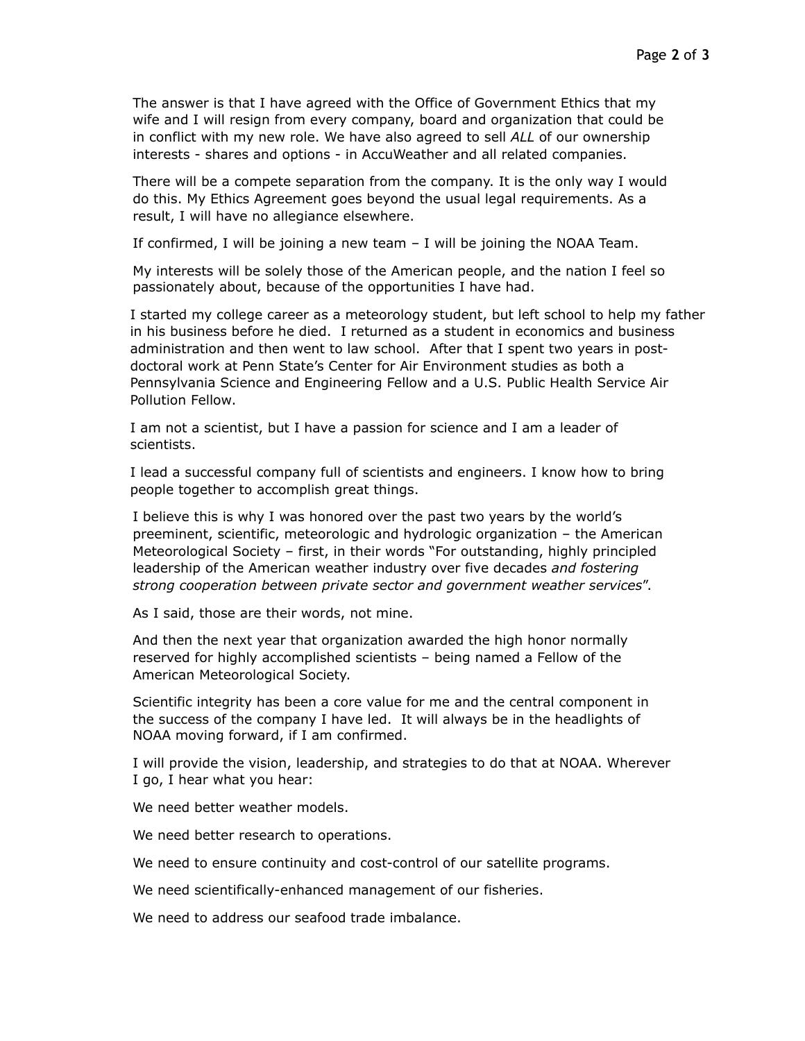The answer is that I have agreed with the Office of Government Ethics that my wife and I will resign from every company, board and organization that could be in conflict with my new role. We have also agreed to sell *ALL* of our ownership interests - shares and options - in AccuWeather and all related companies.

There will be a compete separation from the company. It is the only way I would do this. My Ethics Agreement goes beyond the usual legal requirements. As a result, I will have no allegiance elsewhere.

If confirmed, I will be joining a new team – I will be joining the NOAA Team.

My interests will be solely those of the American people, and the nation I feel so passionately about, because of the opportunities I have had.

I started my college career as a meteorology student, but left school to help my father in his business before he died. I returned as a student in economics and business administration and then went to law school. After that I spent two years in post-doctoral work at Penn State's Center for Air Environment studies as both a Pennsylvania Science and Engineering Fellow and a U.S. Public Health Service Air Pollution Fellow.

I am not a scientist, but I have a passion for science and I am a leader of scientists.

I lead a successful company full of scientists and engineers. I know how to bring people together to accomplish great things.

I believe this is why I was honored over the past two years by the world's preeminent, scientific, meteorologic and hydrologic organization – the American Meteorological Society – first, in their words "For outstanding, highly principled leadership of the American weather industry over five decades *and fostering strong cooperation between private sector and government weather services*".

As I said, those are their words, not mine.

And then the next year that organization awarded the high honor normally reserved for highly accomplished scientists – being named a Fellow of the American Meteorological Society.

Scientific integrity has been a core value for me and the central component in the success of the company I have led. It will always be in the headlights of NOAA moving forward, if I am confirmed.

I will provide the vision, leadership, and strategies to do that at NOAA. Wherever I go, I hear what you hear:

We need better weather models.

We need better research to operations.

We need to ensure continuity and cost-control of our satellite programs.

We need scientifically-enhanced management of our fisheries.

We need to address our seafood trade imbalance.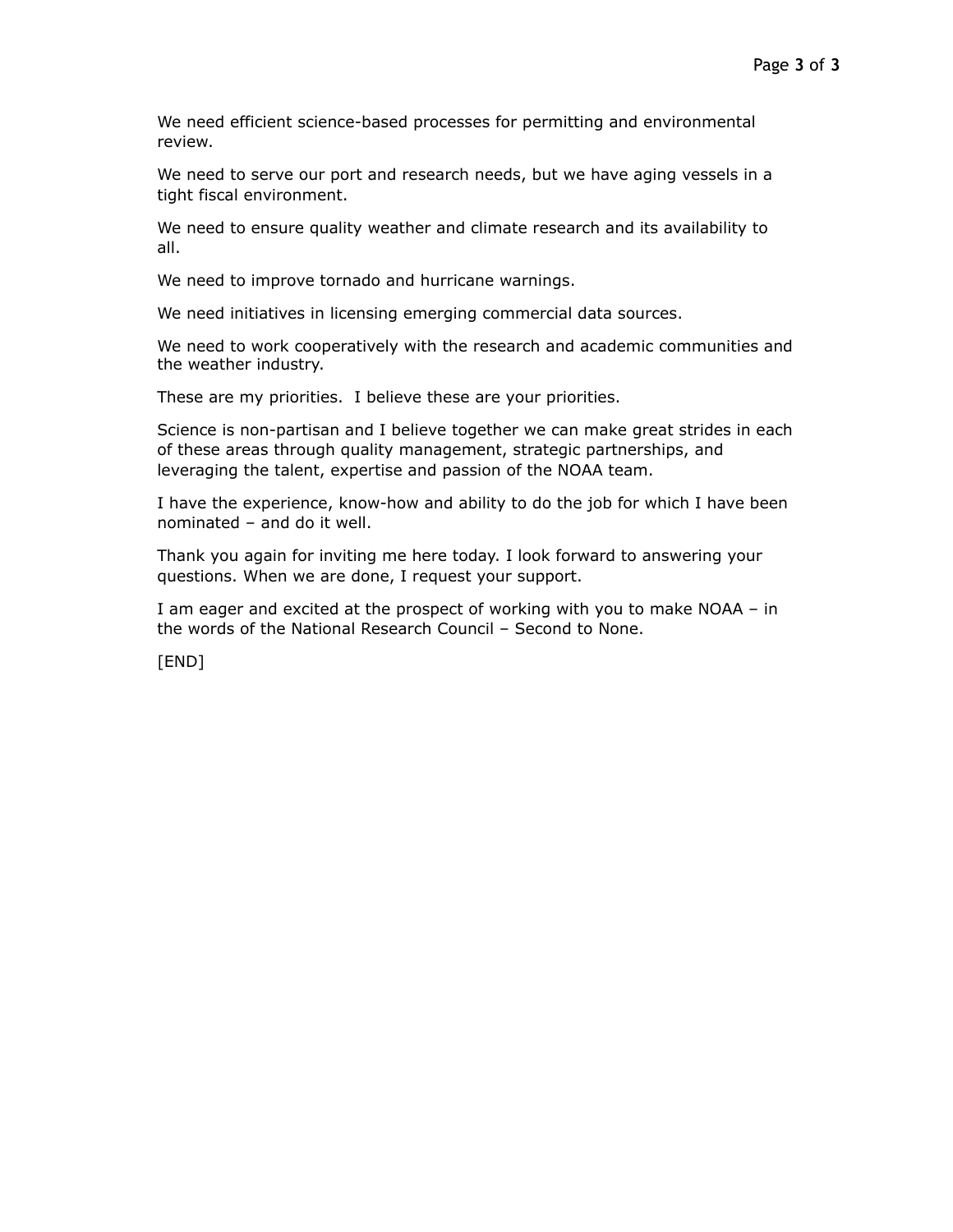We need efficient science-based processes for permitting and environmental review.

We need to serve our port and research needs, but we have aging vessels in a tight fiscal environment.

We need to ensure quality weather and climate research and its availability to all.

We need to improve tornado and hurricane warnings.

We need initiatives in licensing emerging commercial data sources.

We need to work cooperatively with the research and academic communities and the weather industry.

These are my priorities. I believe these are your priorities.

Science is non-partisan and I believe together we can make great strides in each of these areas through quality management, strategic partnerships, and leveraging the talent, expertise and passion of the NOAA team.

I have the experience, know-how and ability to do the job for which I have been nominated – and do it well.

Thank you again for inviting me here today. I look forward to answering your questions. When we are done, I request your support.

I am eager and excited at the prospect of working with you to make NOAA – in the words of the National Research Council – Second to None.

[END]